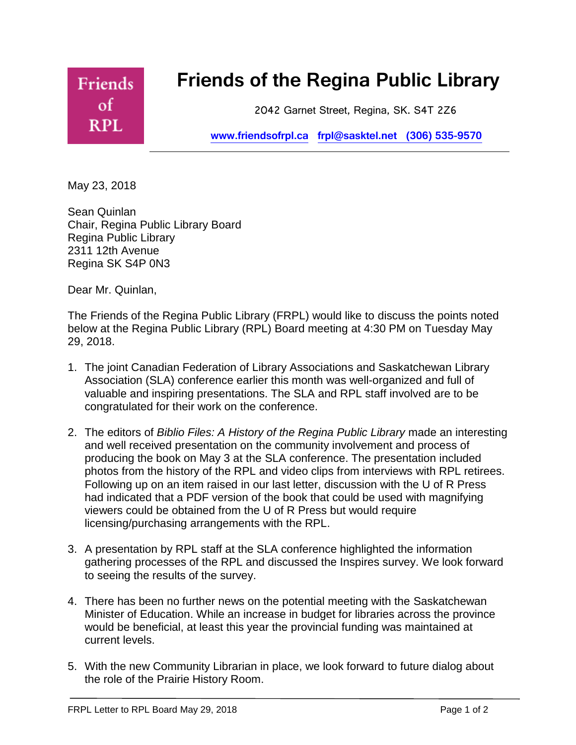Friends of RPL

# Friends of the Regina Public Library

2042 Garnet Street, Regina, SK. S4T 2Z6

www.friendsofrpl.ca frpl@sasktel.net (306) 535-9570

May 23, 2018

Sean Quinlan
Chair, Regina Public Library Board
Regina Public Library
2311 12th Avenue
Regina SK S4P 0N3

Dear Mr. Quinlan,

The Friends of the Regina Public Library (FRPL) would like to discuss the points noted below at the Regina Public Library (RPL) Board meeting at 4:30 PM on Tuesday May 29, 2018.

1. The joint Canadian Federation of Library Associations and Saskatchewan Library Association (SLA) conference earlier this month was well-organized and full of valuable and inspiring presentations. The SLA and RPL staff involved are to be congratulated for their work on the conference.

2. The editors of *Biblio Files: A History of the Regina Public Library* made an interesting and well received presentation on the community involvement and process of producing the book on May 3 at the SLA conference. The presentation included photos from the history of the RPL and video clips from interviews with RPL retirees. Following up on an item raised in our last letter, discussion with the U of R Press had indicated that a PDF version of the book that could be used with magnifying viewers could be obtained from the U of R Press but would require licensing/purchasing arrangements with the RPL.

3. A presentation by RPL staff at the SLA conference highlighted the information gathering processes of the RPL and discussed the Inspires survey. We look forward to seeing the results of the survey.

4. There has been no further news on the potential meeting with the Saskatchewan Minister of Education. While an increase in budget for libraries across the province would be beneficial, at least this year the provincial funding was maintained at current levels.

5. With the new Community Librarian in place, we look forward to future dialog about the role of the Prairie History Room.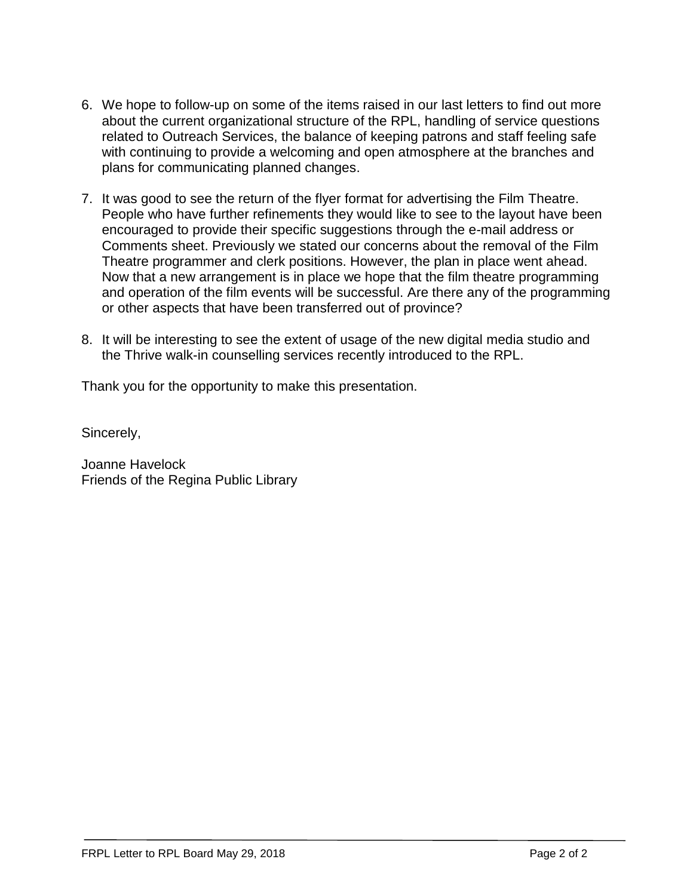6. We hope to follow-up on some of the items raised in our last letters to find out more about the current organizational structure of the RPL, handling of service questions related to Outreach Services, the balance of keeping patrons and staff feeling safe with continuing to provide a welcoming and open atmosphere at the branches and plans for communicating planned changes.

7. It was good to see the return of the flyer format for advertising the Film Theatre. People who have further refinements they would like to see to the layout have been encouraged to provide their specific suggestions through the e-mail address or Comments sheet. Previously we stated our concerns about the removal of the Film Theatre programmer and clerk positions. However, the plan in place went ahead. Now that a new arrangement is in place we hope that the film theatre programming and operation of the film events will be successful. Are there any of the programming or other aspects that have been transferred out of province?

8. It will be interesting to see the extent of usage of the new digital media studio and the Thrive walk-in counselling services recently introduced to the RPL.

Thank you for the opportunity to make this presentation.

Sincerely,

Joanne Havelock
Friends of the Regina Public Library